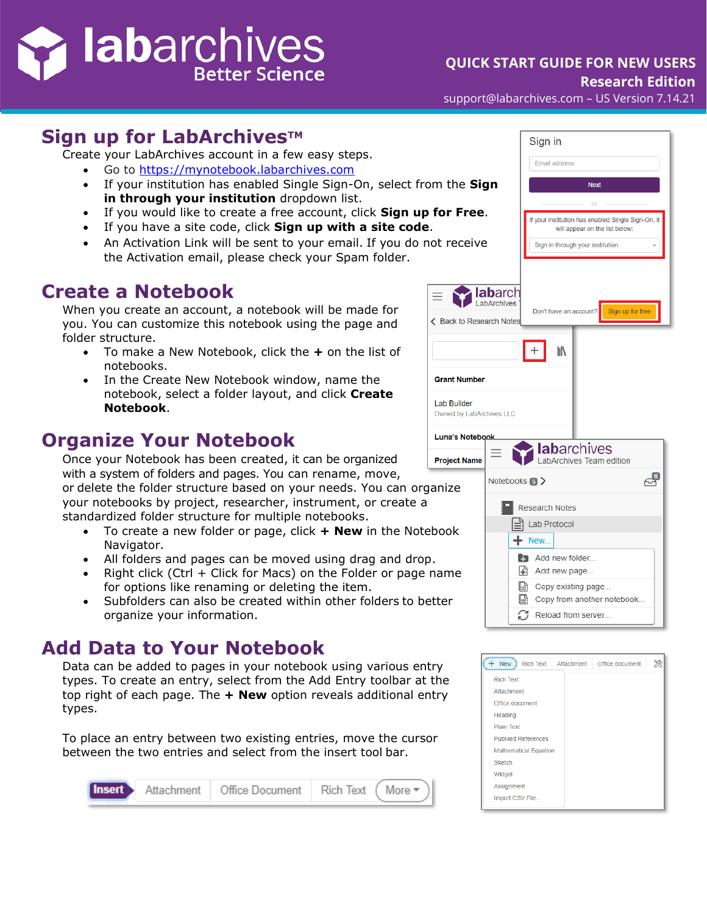# labarchives Better Science

**QUICK START GUIDE FOR NEW USERS**
**Research Edition**
support@labarchives.com – US Version 7.14.21

## Sign up for LabArchives™

Create your LabArchives account in a few easy steps.

- Go to https://mynotebook.labarchives.com
- If your institution has enabled Single Sign-On, select from the **Sign in through your institution** dropdown list.
- If you would like to create a free account, click **Sign up for Free**.
- If you have a site code, click **Sign up with a site code**.
- An Activation Link will be sent to your email. If you do not receive the Activation email, please check your Spam folder.

## Create a Notebook

When you create an account, a notebook will be made for you. You can customize this notebook using the page and folder structure.

- To make a New Notebook, click the **+** on the list of notebooks.
- In the Create New Notebook window, name the notebook, select a folder layout, and click **Create Notebook**.

## Organize Your Notebook

Once your Notebook has been created, it can be organized with a system of folders and pages. You can rename, move, or delete the folder structure based on your needs. You can organize your notebooks by project, researcher, instrument, or create a standardized folder structure for multiple notebooks.

- To create a new folder or page, click **+ New** in the Notebook Navigator.
- All folders and pages can be moved using drag and drop.
- Right click (Ctrl + Click for Macs) on the Folder or page name for options like renaming or deleting the item.
- Subfolders can also be created within other folders to better organize your information.

## Add Data to Your Notebook

Data can be added to pages in your notebook using various entry types. To create an entry, select from the Add Entry toolbar at the top right of each page. The **+ New** option reveals additional entry types.

To place an entry between two existing entries, move the cursor between the two entries and select from the insert tool bar.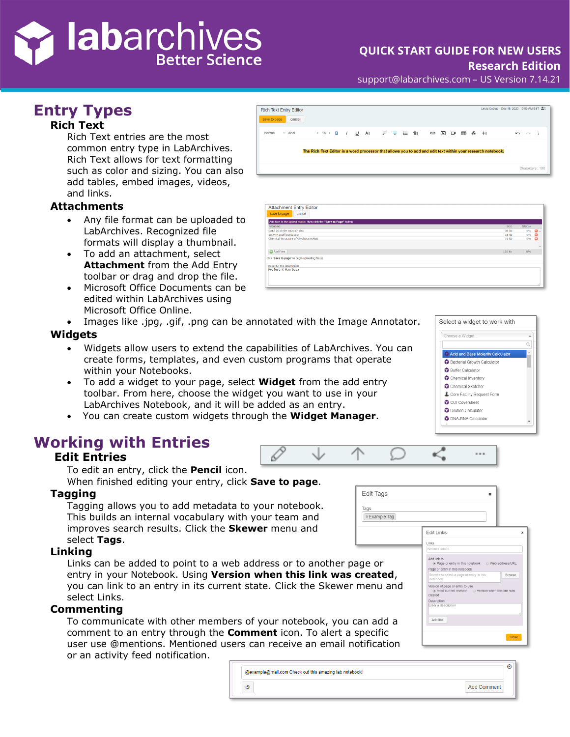# Entry Types

### Rich Text

Rich Text entries are the most common entry type in LabArchives. Rich Text allows for text formatting such as color and sizing. You can also add tables, embed images, videos, and links.

### Attachments

- Any file format can be uploaded to LabArchives. Recognized file formats will display a thumbnail.
- To add an attachment, select **Attachment** from the Add Entry toolbar or drag and drop the file.
- Microsoft Office Documents can be edited within LabArchives using Microsoft Office Online.
- Images like .jpg, .gif, .png can be annotated with the Image Annotator.

### Widgets

- Widgets allow users to extend the capabilities of LabArchives. You can create forms, templates, and even custom programs that operate within your Notebooks.
- To add a widget to your page, select **Widget** from the add entry toolbar. From here, choose the widget you want to use in your LabArchives Notebook, and it will be added as an entry.
- You can create custom widgets through the **Widget Manager**.

# Working with Entries

### Edit Entries

To edit an entry, click the **Pencil** icon.
When finished editing your entry, click **Save to page**.

### Tagging

Tagging allows you to add metadata to your notebook. This builds an internal vocabulary with your team and improves search results. Click the **Skewer** menu and select **Tags**.

### Linking

Links can be added to point to a web address or to another page or entry in your Notebook. Using **Version when this link was created**, you can link to an entry in its current state. Click the Skewer menu and select Links.

### Commenting

To communicate with other members of your notebook, you can add a comment to an entry through the **Comment** icon. To alert a specific user use @mentions. Mentioned users can receive an email notification or an activity feed notification.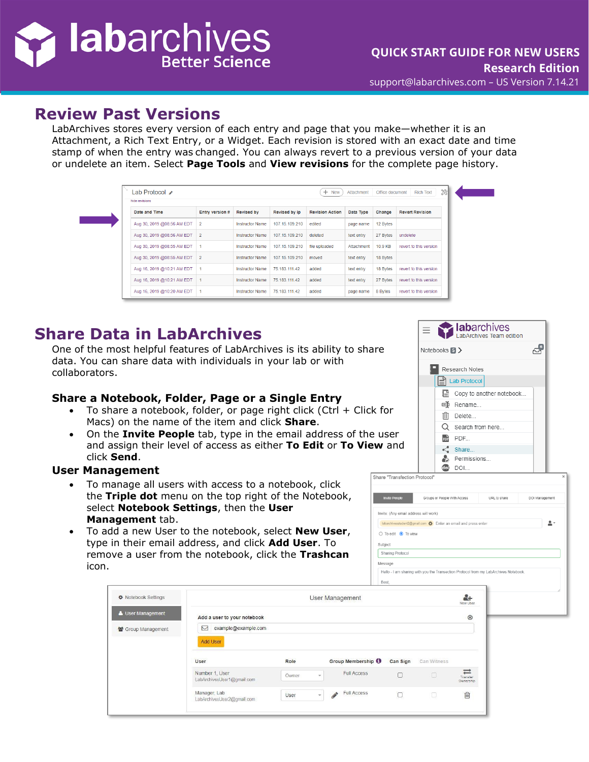# Review Past Versions

LabArchives stores every version of each entry and page that you make—whether it is an Attachment, a Rich Text Entry, or a Widget. Each revision is stored with an exact date and time stamp of when the entry was changed. You can always revert to a previous version of your data or undelete an item. Select **Page Tools** and **View revisions** for the complete page history.

# Share Data in LabArchives

One of the most helpful features of LabArchives is its ability to share data. You can share data with individuals in your lab or with collaborators.

## Share a Notebook, Folder, Page or a Single Entry

- To share a notebook, folder, or page right click (Ctrl + Click for Macs) on the name of the item and click **Share**.
- On the **Invite People** tab, type in the email address of the user and assign their level of access as either **To Edit** or **To View** and click **Send**.

## User Management

- To manage all users with access to a notebook, click the **Triple dot** menu on the top right of the Notebook, select **Notebook Settings**, then the **User Management** tab.
- To add a new User to the notebook, select **New User**, type in their email address, and click **Add User**. To remove a user from the notebook, click the **Trashcan** icon.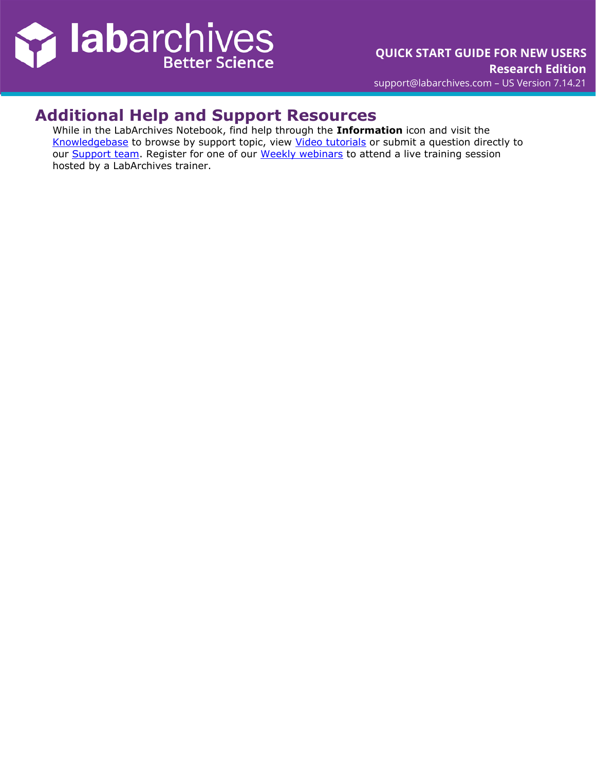## Additional Help and Support Resources

While in the LabArchives Notebook, find help through the **Information** icon and visit the Knowledgebase to browse by support topic, view Video tutorials or submit a question directly to our Support team. Register for one of our Weekly webinars to attend a live training session hosted by a LabArchives trainer.